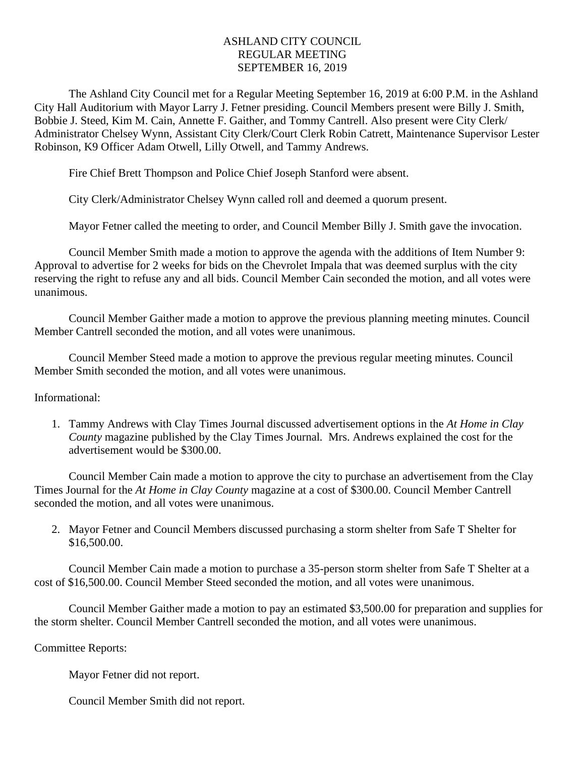# ASHLAND CITY COUNCIL
## REGULAR MEETING
## SEPTEMBER 16, 2019

The Ashland City Council met for a Regular Meeting September 16, 2019 at 6:00 P.M. in the Ashland City Hall Auditorium with Mayor Larry J. Fetner presiding. Council Members present were Billy J. Smith, Bobbie J. Steed, Kim M. Cain, Annette F. Gaither, and Tommy Cantrell. Also present were City Clerk/ Administrator Chelsey Wynn, Assistant City Clerk/Court Clerk Robin Catrett, Maintenance Supervisor Lester Robinson, K9 Officer Adam Otwell, Lilly Otwell, and Tammy Andrews.

Fire Chief Brett Thompson and Police Chief Joseph Stanford were absent.

City Clerk/Administrator Chelsey Wynn called roll and deemed a quorum present.

Mayor Fetner called the meeting to order, and Council Member Billy J. Smith gave the invocation.

Council Member Smith made a motion to approve the agenda with the additions of Item Number 9: Approval to advertise for 2 weeks for bids on the Chevrolet Impala that was deemed surplus with the city reserving the right to refuse any and all bids. Council Member Cain seconded the motion, and all votes were unanimous.

Council Member Gaither made a motion to approve the previous planning meeting minutes. Council Member Cantrell seconded the motion, and all votes were unanimous.

Council Member Steed made a motion to approve the previous regular meeting minutes. Council Member Smith seconded the motion, and all votes were unanimous.

Informational:

1. Tammy Andrews with Clay Times Journal discussed advertisement options in the *At Home in Clay County* magazine published by the Clay Times Journal. Mrs. Andrews explained the cost for the advertisement would be $300.00.

Council Member Cain made a motion to approve the city to purchase an advertisement from the Clay Times Journal for the *At Home in Clay County* magazine at a cost of $300.00. Council Member Cantrell seconded the motion, and all votes were unanimous.

2. Mayor Fetner and Council Members discussed purchasing a storm shelter from Safe T Shelter for $16,500.00.

Council Member Cain made a motion to purchase a 35-person storm shelter from Safe T Shelter at a cost of $16,500.00. Council Member Steed seconded the motion, and all votes were unanimous.

Council Member Gaither made a motion to pay an estimated $3,500.00 for preparation and supplies for the storm shelter. Council Member Cantrell seconded the motion, and all votes were unanimous.

Committee Reports:

Mayor Fetner did not report.

Council Member Smith did not report.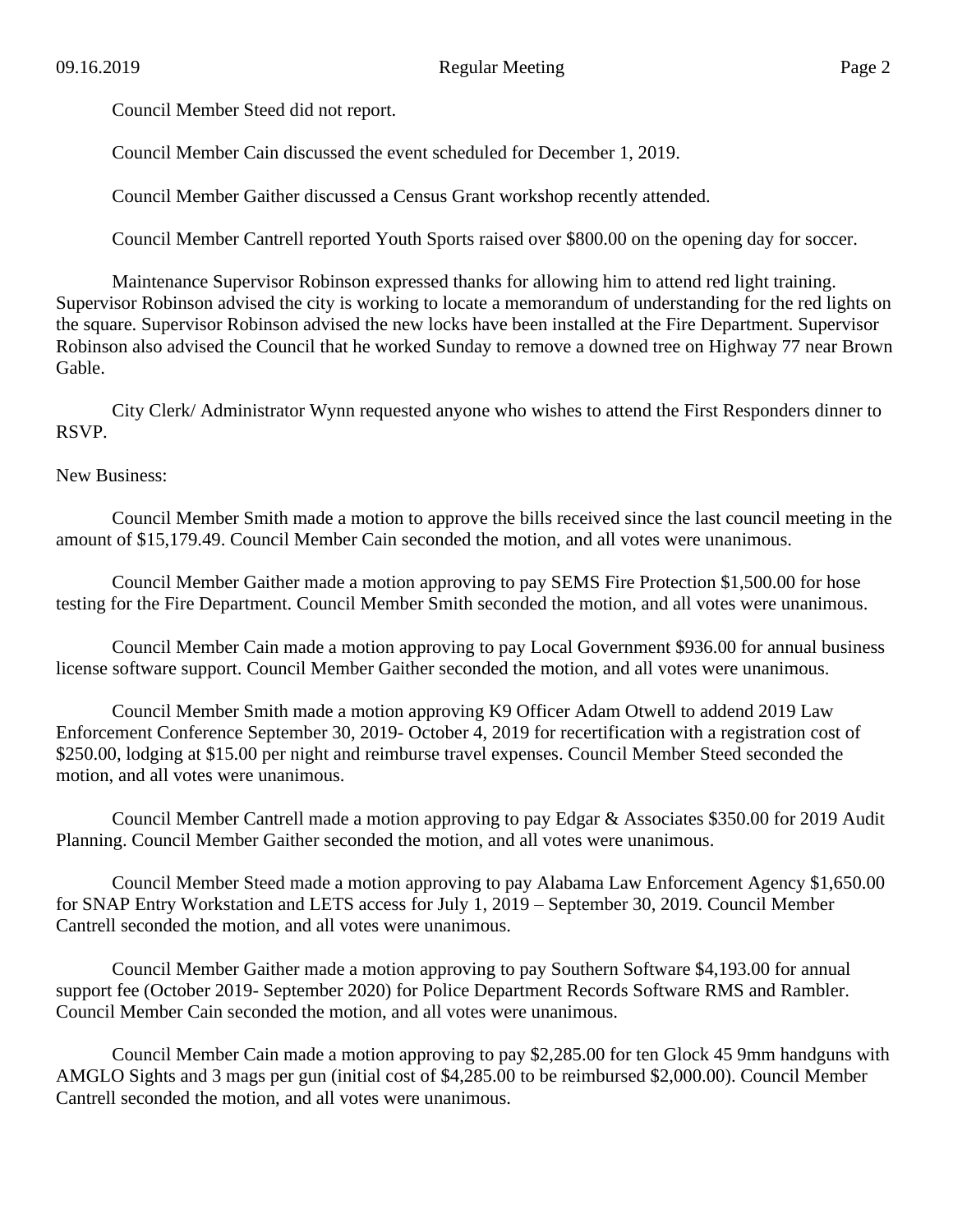Council Member Steed did not report.

Council Member Cain discussed the event scheduled for December 1, 2019.

Council Member Gaither discussed a Census Grant workshop recently attended.

Council Member Cantrell reported Youth Sports raised over $800.00 on the opening day for soccer.

Maintenance Supervisor Robinson expressed thanks for allowing him to attend red light training. Supervisor Robinson advised the city is working to locate a memorandum of understanding for the red lights on the square. Supervisor Robinson advised the new locks have been installed at the Fire Department. Supervisor Robinson also advised the Council that he worked Sunday to remove a downed tree on Highway 77 near Brown Gable.

City Clerk/ Administrator Wynn requested anyone who wishes to attend the First Responders dinner to RSVP.

New Business:

Council Member Smith made a motion to approve the bills received since the last council meeting in the amount of $15,179.49. Council Member Cain seconded the motion, and all votes were unanimous.

Council Member Gaither made a motion approving to pay SEMS Fire Protection $1,500.00 for hose testing for the Fire Department. Council Member Smith seconded the motion, and all votes were unanimous.

Council Member Cain made a motion approving to pay Local Government $936.00 for annual business license software support. Council Member Gaither seconded the motion, and all votes were unanimous.

Council Member Smith made a motion approving K9 Officer Adam Otwell to addend 2019 Law Enforcement Conference September 30, 2019- October 4, 2019 for recertification with a registration cost of $250.00, lodging at $15.00 per night and reimburse travel expenses. Council Member Steed seconded the motion, and all votes were unanimous.

Council Member Cantrell made a motion approving to pay Edgar & Associates $350.00 for 2019 Audit Planning. Council Member Gaither seconded the motion, and all votes were unanimous.

Council Member Steed made a motion approving to pay Alabama Law Enforcement Agency $1,650.00 for SNAP Entry Workstation and LETS access for July 1, 2019 – September 30, 2019. Council Member Cantrell seconded the motion, and all votes were unanimous.

Council Member Gaither made a motion approving to pay Southern Software $4,193.00 for annual support fee (October 2019- September 2020) for Police Department Records Software RMS and Rambler. Council Member Cain seconded the motion, and all votes were unanimous.

Council Member Cain made a motion approving to pay $2,285.00 for ten Glock 45 9mm handguns with AMGLO Sights and 3 mags per gun (initial cost of $4,285.00 to be reimbursed $2,000.00). Council Member Cantrell seconded the motion, and all votes were unanimous.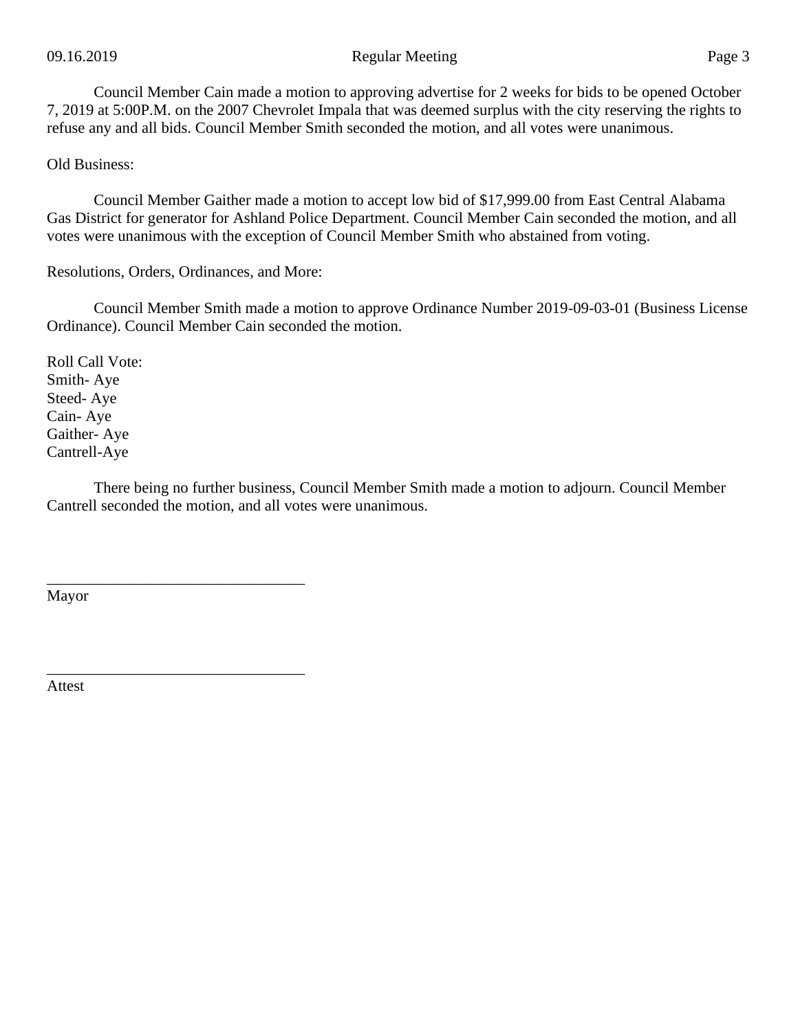Council Member Cain made a motion to approving advertise for 2 weeks for bids to be opened October 7, 2019 at 5:00P.M. on the 2007 Chevrolet Impala that was deemed surplus with the city reserving the rights to refuse any and all bids. Council Member Smith seconded the motion, and all votes were unanimous.

Old Business:

Council Member Gaither made a motion to accept low bid of $17,999.00 from East Central Alabama Gas District for generator for Ashland Police Department. Council Member Cain seconded the motion, and all votes were unanimous with the exception of Council Member Smith who abstained from voting.

Resolutions, Orders, Ordinances, and More:

Council Member Smith made a motion to approve Ordinance Number 2019-09-03-01 (Business License Ordinance). Council Member Cain seconded the motion.

Roll Call Vote:
Smith- Aye
Steed- Aye
Cain- Aye
Gaither- Aye
Cantrell-Aye

There being no further business, Council Member Smith made a motion to adjourn. Council Member Cantrell seconded the motion, and all votes were unanimous.

_________________________________
Mayor

_________________________________
Attest